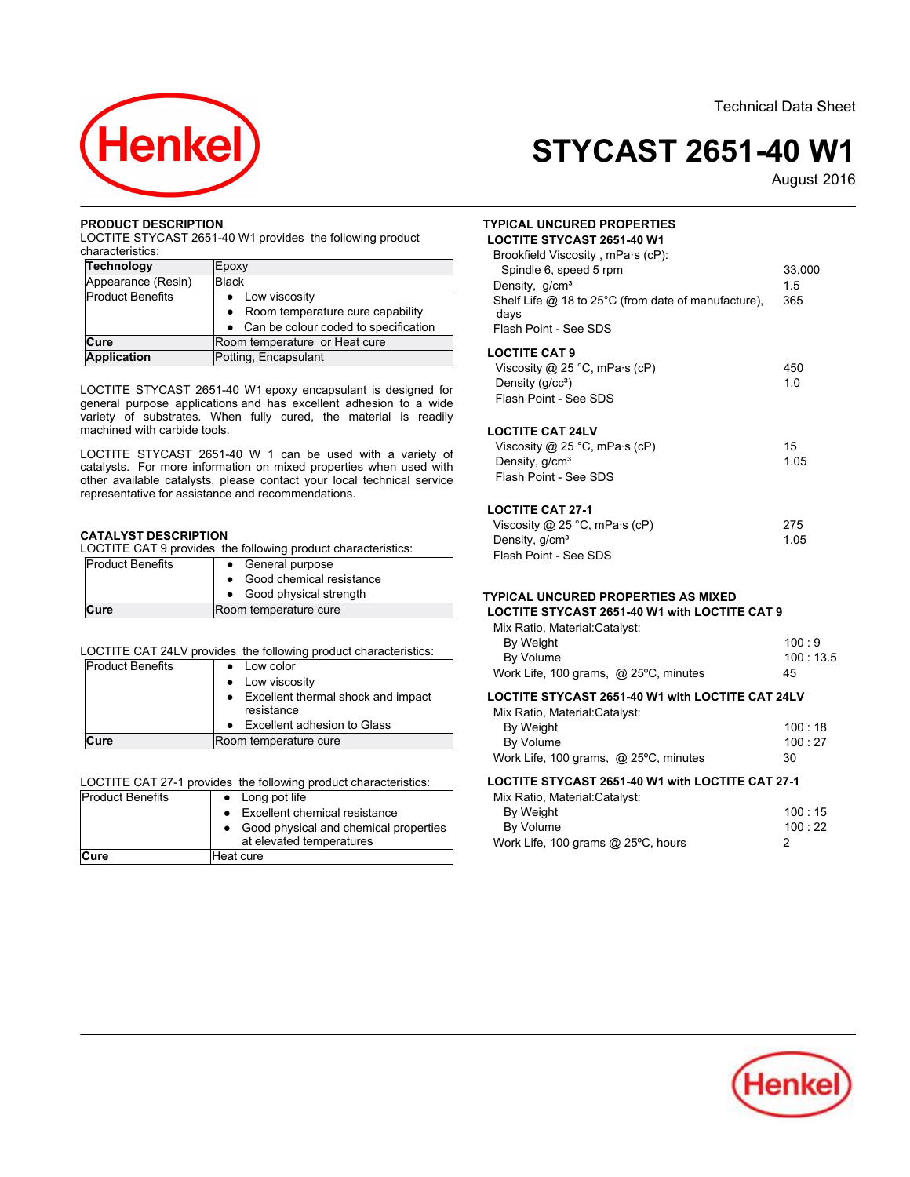Technical Data Sheet

# STYCAST 2651-40 W1

August 2016

## PRODUCT DESCRIPTION

LOCTITE STYCAST 2651-40 W1 provides the following product characteristics:

| | |
|---|---|
| **Technology** | Epoxy |
| Appearance (Resin) | Black |
| Product Benefits | • Low viscosity<br>• Room temperature cure capability<br>• Can be colour coded to specification |
| **Cure** | Room temperature or Heat cure |
| **Application** | Potting, Encapsulant |

LOCTITE STYCAST 2651-40 W1 epoxy encapsulant is designed for general purpose applications and has excellent adhesion to a wide variety of substrates. When fully cured, the material is readily machined with carbide tools.

LOCTITE STYCAST 2651-40 W 1 can be used with a variety of catalysts. For more information on mixed properties when used with other available catalysts, please contact your local technical service representative for assistance and recommendations.

## CATALYST DESCRIPTION

LOCTITE CAT 9 provides the following product characteristics:

| | |
|---|---|
| Product Benefits | • General purpose<br>• Good chemical resistance<br>• Good physical strength |
| **Cure** | Room temperature cure |

LOCTITE CAT 24LV provides the following product characteristics:

| | |
|---|---|
| Product Benefits | • Low color<br>• Low viscosity<br>• Excellent thermal shock and impact resistance<br>• Excellent adhesion to Glass |
| **Cure** | Room temperature cure |

LOCTITE CAT 27-1 provides the following product characteristics:

| | |
|---|---|
| Product Benefits | • Long pot life<br>• Excellent chemical resistance<br>• Good physical and chemical properties at elevated temperatures |
| **Cure** | Heat cure |

## TYPICAL UNCURED PROPERTIES

### LOCTITE STYCAST 2651-40 W1

Brookfield Viscosity , mPa·s (cP):
Spindle 6, speed 5 rpm 33,000
Density, g/cm³ 1.5
Shelf Life @ 18 to 25°C (from date of manufacture), days 365
Flash Point - See SDS

### LOCTITE CAT 9

Viscosity @ 25 °C, mPa·s (cP) 450
Density (g/cc³) 1.0
Flash Point - See SDS

### LOCTITE CAT 24LV

Viscosity @ 25 °C, mPa·s (cP) 15
Density, g/cm³ 1.05
Flash Point - See SDS

### LOCTITE CAT 27-1

Viscosity @ 25 °C, mPa·s (cP) 275
Density, g/cm³ 1.05
Flash Point - See SDS

## TYPICAL UNCURED PROPERTIES AS MIXED

### LOCTITE STYCAST 2651-40 W1 with LOCTITE CAT 9

Mix Ratio, Material:Catalyst:
By Weight 100 : 9
By Volume 100 : 13.5
Work Life, 100 grams, @ 25ºC, minutes 45

### LOCTITE STYCAST 2651-40 W1 with LOCTITE CAT 24LV

Mix Ratio, Material:Catalyst:
By Weight 100 : 18
By Volume 100 : 27
Work Life, 100 grams, @ 25ºC, minutes 30

### LOCTITE STYCAST 2651-40 W1 with LOCTITE CAT 27-1

Mix Ratio, Material:Catalyst:
By Weight 100 : 15
By Volume 100 : 22
Work Life, 100 grams @ 25ºC, hours 2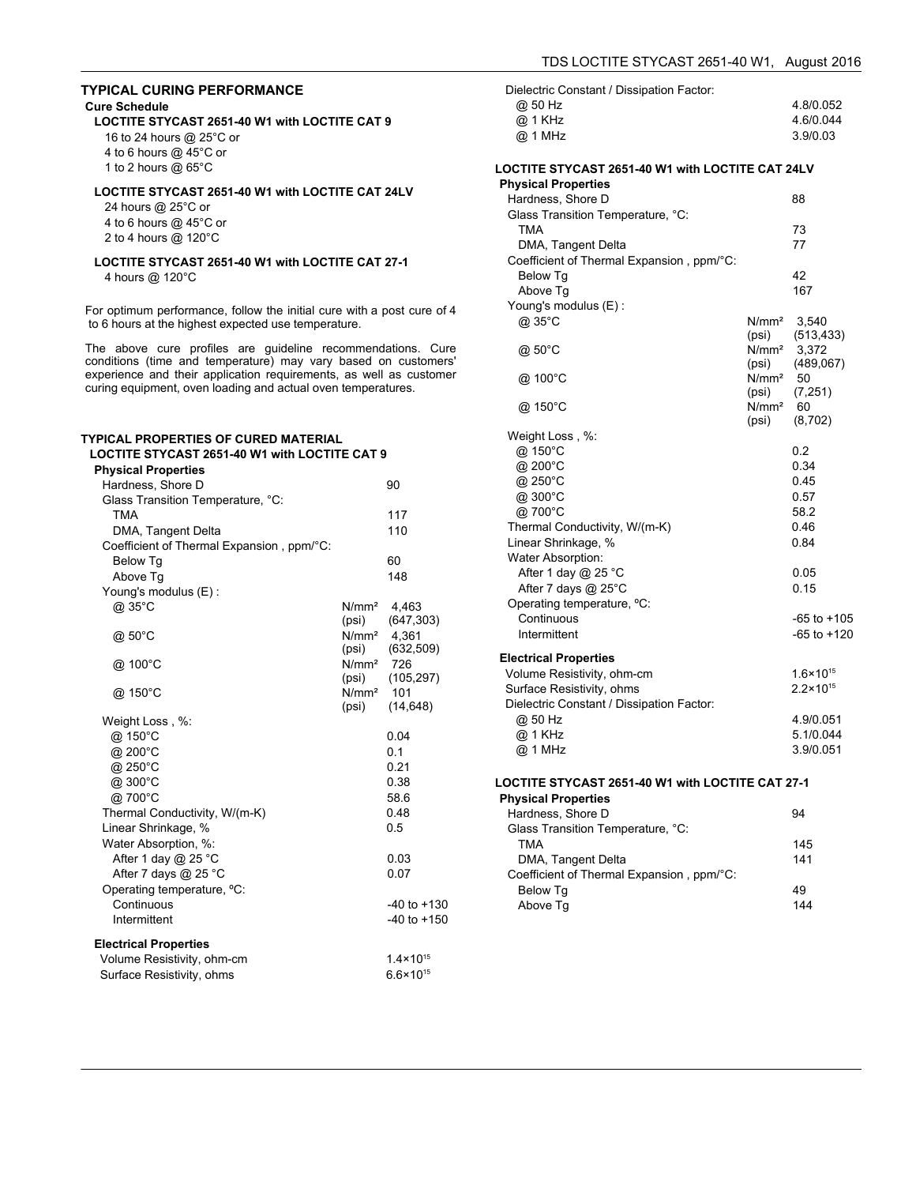## TYPICAL CURING PERFORMANCE

### Cure Schedule

**LOCTITE STYCAST 2651-40 W1 with LOCTITE CAT 9**

16 to 24 hours @ 25°C or
4 to 6 hours @ 45°C or
1 to 2 hours @ 65°C

**LOCTITE STYCAST 2651-40 W1 with LOCTITE CAT 24LV**

24 hours @ 25°C or
4 to 6 hours @ 45°C or
2 to 4 hours @ 120°C

**LOCTITE STYCAST 2651-40 W1 with LOCTITE CAT 27-1**

4 hours @ 120°C

For optimum performance, follow the initial cure with a post cure of 4 to 6 hours at the highest expected use temperature.

The above cure profiles are guideline recommendations. Cure conditions (time and temperature) may vary based on customers' experience and their application requirements, as well as customer curing equipment, oven loading and actual oven temperatures.

## TYPICAL PROPERTIES OF CURED MATERIAL

### LOCTITE STYCAST 2651-40 W1 with LOCTITE CAT 9

**Physical Properties**

| Property | | Value |
|---|---|---|
| Hardness, Shore D | | 90 |
| Glass Transition Temperature, °C: | | |
| TMA | | 117 |
| DMA, Tangent Delta | | 110 |
| Coefficient of Thermal Expansion , ppm/°C: | | |
| Below Tg | | 60 |
| Above Tg | | 148 |
| Young's modulus (E) : | | |
| @ 35°C | N/mm² (psi) | 4,463 (647,303) |
| @ 50°C | N/mm² (psi) | 4,361 (632,509) |
| @ 100°C | N/mm² (psi) | 726 (105,297) |
| @ 150°C | N/mm² (psi) | 101 (14,648) |
| Weight Loss , %: | | |
| @ 150°C | | 0.04 |
| @ 200°C | | 0.1 |
| @ 250°C | | 0.21 |
| @ 300°C | | 0.38 |
| @ 700°C | | 58.6 |
| Thermal Conductivity, W/(m-K) | | 0.48 |
| Linear Shrinkage, % | | 0.5 |
| Water Absorption, %: | | |
| After 1 day @ 25 °C | | 0.03 |
| After 7 days @ 25 °C | | 0.07 |
| Operating temperature, ºC: | | |
| Continuous | | -40 to +130 |
| Intermittent | | -40 to +150 |

**Electrical Properties**

| Property | Value |
|---|---|
| Volume Resistivity, ohm-cm | $1.4 \times 10^{15}$ |
| Surface Resistivity, ohms | $6.6 \times 10^{15}$ |
| Dielectric Constant / Dissipation Factor: | |
| @ 50 Hz | 4.8/0.052 |
| @ 1 KHz | 4.6/0.044 |
| @ 1 MHz | 3.9/0.03 |

### LOCTITE STYCAST 2651-40 W1 with LOCTITE CAT 24LV

**Physical Properties**

| Property | | Value |
|---|---|---|
| Hardness, Shore D | | 88 |
| Glass Transition Temperature, °C: | | |
| TMA | | 73 |
| DMA, Tangent Delta | | 77 |
| Coefficient of Thermal Expansion , ppm/°C: | | |
| Below Tg | | 42 |
| Above Tg | | 167 |
| Young's modulus (E) : | | |
| @ 35°C | N/mm² (psi) | 3,540 (513,433) |
| @ 50°C | N/mm² (psi) | 3,372 (489,067) |
| @ 100°C | N/mm² (psi) | 50 (7,251) |
| @ 150°C | N/mm² (psi) | 60 (8,702) |
| Weight Loss , %: | | |
| @ 150°C | | 0.2 |
| @ 200°C | | 0.34 |
| @ 250°C | | 0.45 |
| @ 300°C | | 0.57 |
| @ 700°C | | 58.2 |
| Thermal Conductivity, W/(m-K) | | 0.46 |
| Linear Shrinkage, % | | 0.84 |
| Water Absorption: | | |
| After 1 day @ 25 °C | | 0.05 |
| After 7 days @ 25°C | | 0.15 |
| Operating temperature, ºC: | | |
| Continuous | | -65 to +105 |
| Intermittent | | -65 to +120 |

**Electrical Properties**

| Property | Value |
|---|---|
| Volume Resistivity, ohm-cm | $1.6 \times 10^{15}$ |
| Surface Resistivity, ohms | $2.2 \times 10^{15}$ |
| Dielectric Constant / Dissipation Factor: | |
| @ 50 Hz | 4.9/0.051 |
| @ 1 KHz | 5.1/0.044 |
| @ 1 MHz | 3.9/0.051 |

### LOCTITE STYCAST 2651-40 W1 with LOCTITE CAT 27-1

**Physical Properties**

| Property | Value |
|---|---|
| Hardness, Shore D | 94 |
| Glass Transition Temperature, °C: | |
| TMA | 145 |
| DMA, Tangent Delta | 141 |
| Coefficient of Thermal Expansion , ppm/°C: | |
| Below Tg | 49 |
| Above Tg | 144 |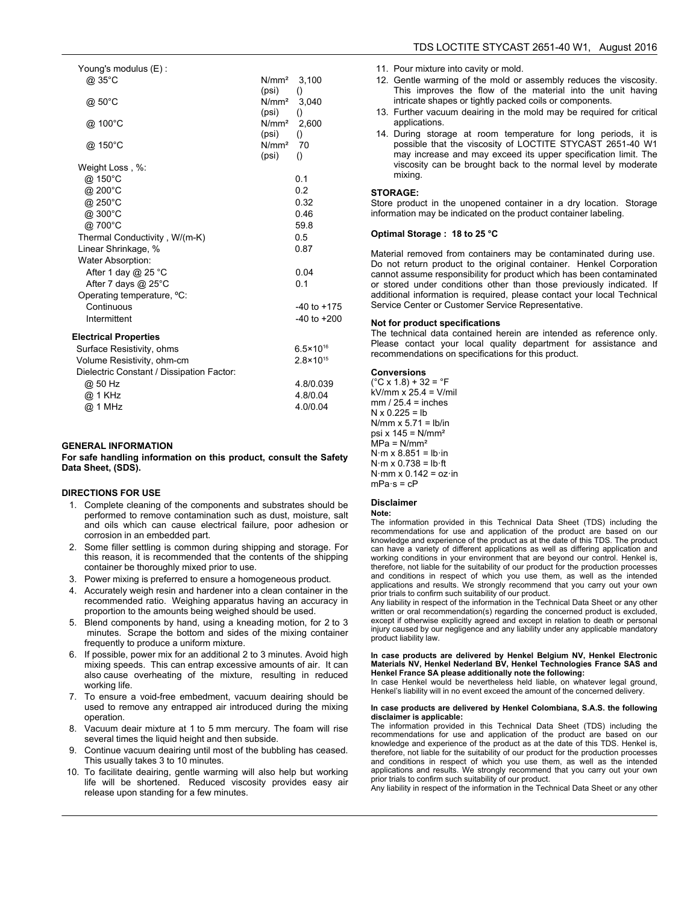| Property | Unit | Value |
|---|---|---|
| Young's modulus (E) : | | |
| @ 35°C | N/mm² | 3,100 |
| | (psi) | () |
| @ 50°C | N/mm² | 3,040 |
| | (psi) | () |
| @ 100°C | N/mm² | 2,600 |
| | (psi) | () |
| @ 150°C | N/mm² | 70 |
| | (psi) | () |
| Weight Loss , %: | | |
| @ 150°C | | 0.1 |
| @ 200°C | | 0.2 |
| @ 250°C | | 0.32 |
| @ 300°C | | 0.46 |
| @ 700°C | | 59.8 |
| Thermal Conductivity , W/(m-K) | | 0.5 |
| Linear Shrinkage, % | | 0.87 |
| Water Absorption: | | |
| After 1 day @ 25 °C | | 0.04 |
| After 7 days @ 25°C | | 0.1 |
| Operating temperature, ºC: | | |
| Continuous | | -40 to +175 |
| Intermittent | | -40 to +200 |

**Electrical Properties**

| Property | Value |
|---|---|
| Surface Resistivity, ohms | $6.5 \times 10^{16}$ |
| Volume Resistivity, ohm-cm | $2.8 \times 10^{15}$ |
| Dielectric Constant / Dissipation Factor: | |
| @ 50 Hz | 4.8/0.039 |
| @ 1 KHz | 4.8/0.04 |
| @ 1 MHz | 4.0/0.04 |

## GENERAL INFORMATION

**For safe handling information on this product, consult the Safety Data Sheet, (SDS).**

## DIRECTIONS FOR USE

1. Complete cleaning of the components and substrates should be performed to remove contamination such as dust, moisture, salt and oils which can cause electrical failure, poor adhesion or corrosion in an embedded part.
2. Some filler settling is common during shipping and storage. For this reason, it is recommended that the contents of the shipping container be thoroughly mixed prior to use.
3. Power mixing is preferred to ensure a homogeneous product.
4. Accurately weigh resin and hardener into a clean container in the recommended ratio. Weighing apparatus having an accuracy in proportion to the amounts being weighed should be used.
5. Blend components by hand, using a kneading motion, for 2 to 3 minutes. Scrape the bottom and sides of the mixing container frequently to produce a uniform mixture.
6. If possible, power mix for an additional 2 to 3 minutes. Avoid high mixing speeds. This can entrap excessive amounts of air. It can also cause overheating of the mixture, resulting in reduced working life.
7. To ensure a void-free embedment, vacuum deairing should be used to remove any entrapped air introduced during the mixing operation.
8. Vacuum deair mixture at 1 to 5 mm mercury. The foam will rise several times the liquid height and then subside.
9. Continue vacuum deairing until most of the bubbling has ceased. This usually takes 3 to 10 minutes.
10. To facilitate deairing, gentle warming will also help but working life will be shortened. Reduced viscosity provides easy air release upon standing for a few minutes.
11. Pour mixture into cavity or mold.
12. Gentle warming of the mold or assembly reduces the viscosity. This improves the flow of the material into the unit having intricate shapes or tightly packed coils or components.
13. Further vacuum deairing in the mold may be required for critical applications.
14. During storage at room temperature for long periods, it is possible that the viscosity of LOCTITE STYCAST 2651-40 W1 may increase and may exceed its upper specification limit. The viscosity can be brought back to the normal level by moderate mixing.

## STORAGE:

Store product in the unopened container in a dry location. Storage information may be indicated on the product container labeling.

**Optimal Storage : 18 to 25 °C**

Material removed from containers may be contaminated during use. Do not return product to the original container. Henkel Corporation cannot assume responsibility for product which has been contaminated or stored under conditions other than those previously indicated. If additional information is required, please contact your local Technical Service Center or Customer Service Representative.

### Not for product specifications

The technical data contained herein are intended as reference only. Please contact your local quality department for assistance and recommendations on specifications for this product.

### Conversions

(°C x 1.8) + 32 = °F
kV/mm x 25.4 = V/mil
mm / 25.4 = inches
N x 0.225 = lb
N/mm x 5.71 = lb/in
psi x 145 = N/mm²
MPa = N/mm²
N·m x 8.851 = lb·in
N·m x 0.738 = lb·ft
N·mm x 0.142 = oz·in
mPa·s = cP

### Disclaimer

**Note:**

The information provided in this Technical Data Sheet (TDS) including the recommendations for use and application of the product are based on our knowledge and experience of the product as at the date of this TDS. The product can have a variety of different applications as well as differing application and working conditions in your environment that are beyond our control. Henkel is, therefore, not liable for the suitability of our product for the production processes and conditions in respect of which you use them, as well as the intended applications and results. We strongly recommend that you carry out your own prior trials to confirm such suitability of our product.

Any liability in respect of the information in the Technical Data Sheet or any other written or oral recommendation(s) regarding the concerned product is excluded, except if otherwise explicitly agreed and except in relation to death or personal injury caused by our negligence and any liability under any applicable mandatory product liability law.

**In case products are delivered by Henkel Belgium NV, Henkel Electronic Materials NV, Henkel Nederland BV, Henkel Technologies France SAS and Henkel France SA please additionally note the following:**

In case Henkel would be nevertheless held liable, on whatever legal ground, Henkel's liability will in no event exceed the amount of the concerned delivery.

**In case products are delivered by Henkel Colombiana, S.A.S. the following disclaimer is applicable:**

The information provided in this Technical Data Sheet (TDS) including the recommendations for use and application of the product are based on our knowledge and experience of the product as at the date of this TDS. Henkel is, therefore, not liable for the suitability of our product for the production processes and conditions in respect of which you use them, as well as the intended applications and results. We strongly recommend that you carry out your own prior trials to confirm such suitability of our product.

Any liability in respect of the information in the Technical Data Sheet or any other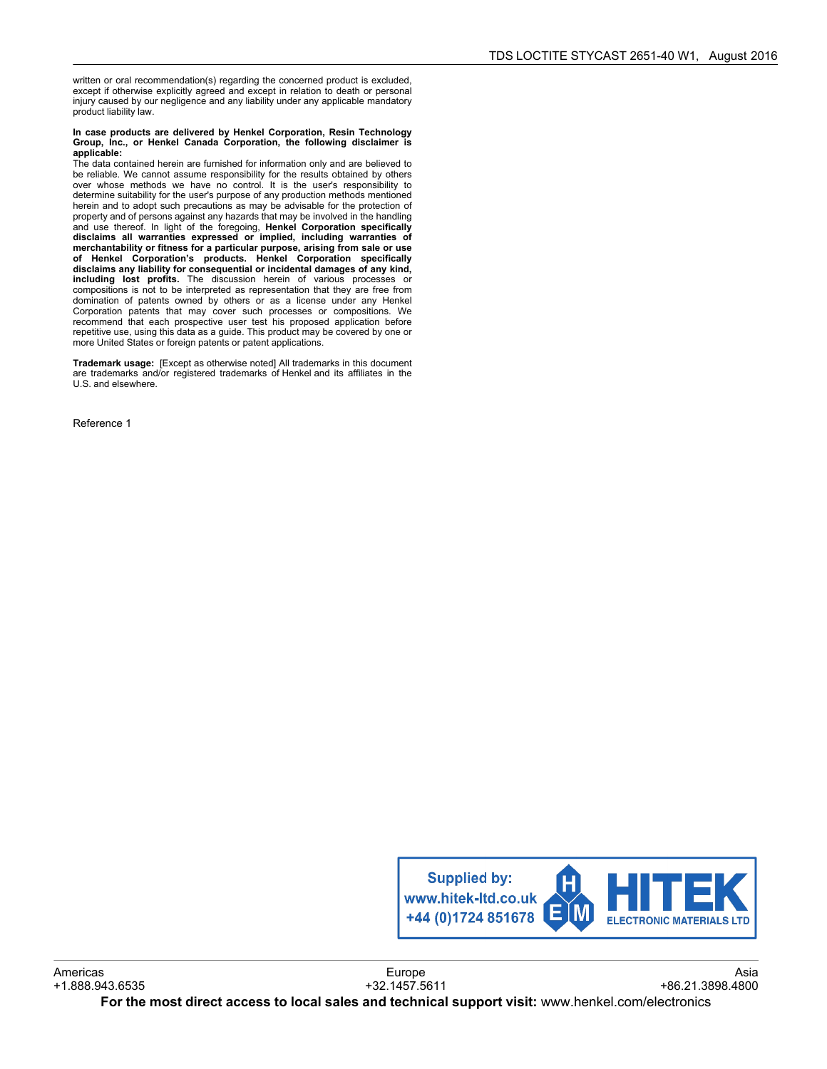written or oral recommendation(s) regarding the concerned product is excluded, except if otherwise explicitly agreed and except in relation to death or personal injury caused by our negligence and any liability under any applicable mandatory product liability law.

**In case products are delivered by Henkel Corporation, Resin Technology Group, Inc., or Henkel Canada Corporation, the following disclaimer is applicable:**

The data contained herein are furnished for information only and are believed to be reliable. We cannot assume responsibility for the results obtained by others over whose methods we have no control. It is the user's responsibility to determine suitability for the user's purpose of any production methods mentioned herein and to adopt such precautions as may be advisable for the protection of property and of persons against any hazards that may be involved in the handling and use thereof. In light of the foregoing, **Henkel Corporation specifically disclaims all warranties expressed or implied, including warranties of merchantability or fitness for a particular purpose, arising from sale or use of Henkel Corporation's products. Henkel Corporation specifically disclaims any liability for consequential or incidental damages of any kind, including lost profits.** The discussion herein of various processes or compositions is not to be interpreted as representation that they are free from domination of patents owned by others or as a license under any Henkel Corporation patents that may cover such processes or compositions. We recommend that each prospective user test his proposed application before repetitive use, using this data as a guide. This product may be covered by one or more United States or foreign patents or patent applications.

**Trademark usage:** [Except as otherwise noted] All trademarks in this document are trademarks and/or registered trademarks of Henkel and its affiliates in the U.S. and elsewhere.

Reference 1

Supplied by:
www.hitek-ltd.co.uk
+44 (0)1724 851678
HITEK ELECTRONIC MATERIALS LTD

Americas
+1.888.943.6535

Europe
+32.1457.5611

Asia
+86.21.3898.4800

**For the most direct access to local sales and technical support visit:** www.henkel.com/electronics